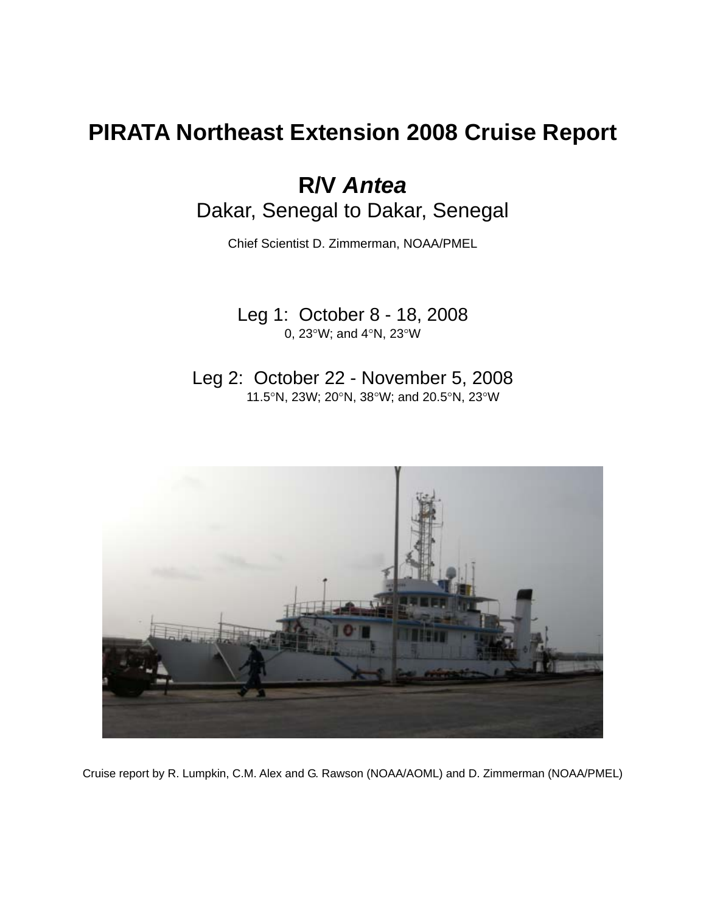# PIRATA Northeast Extension 2008 Cruise Report

## R/V *Antea*

Dakar, Senegal to Dakar, Senegal

Chief Scientist D. Zimmerman, NOAA/PMEL

Leg 1: October 8 - 18, 2008

0, 23°W; and 4°N, 23°W

Leg 2: October 22 - November 5, 2008

11.5°N, 23W; 20°N, 38°W; and 20.5°N, 23°W

Cruise report by R. Lumpkin, C.M. Alex and G. Rawson (NOAA/AOML) and D. Zimmerman (NOAA/PMEL)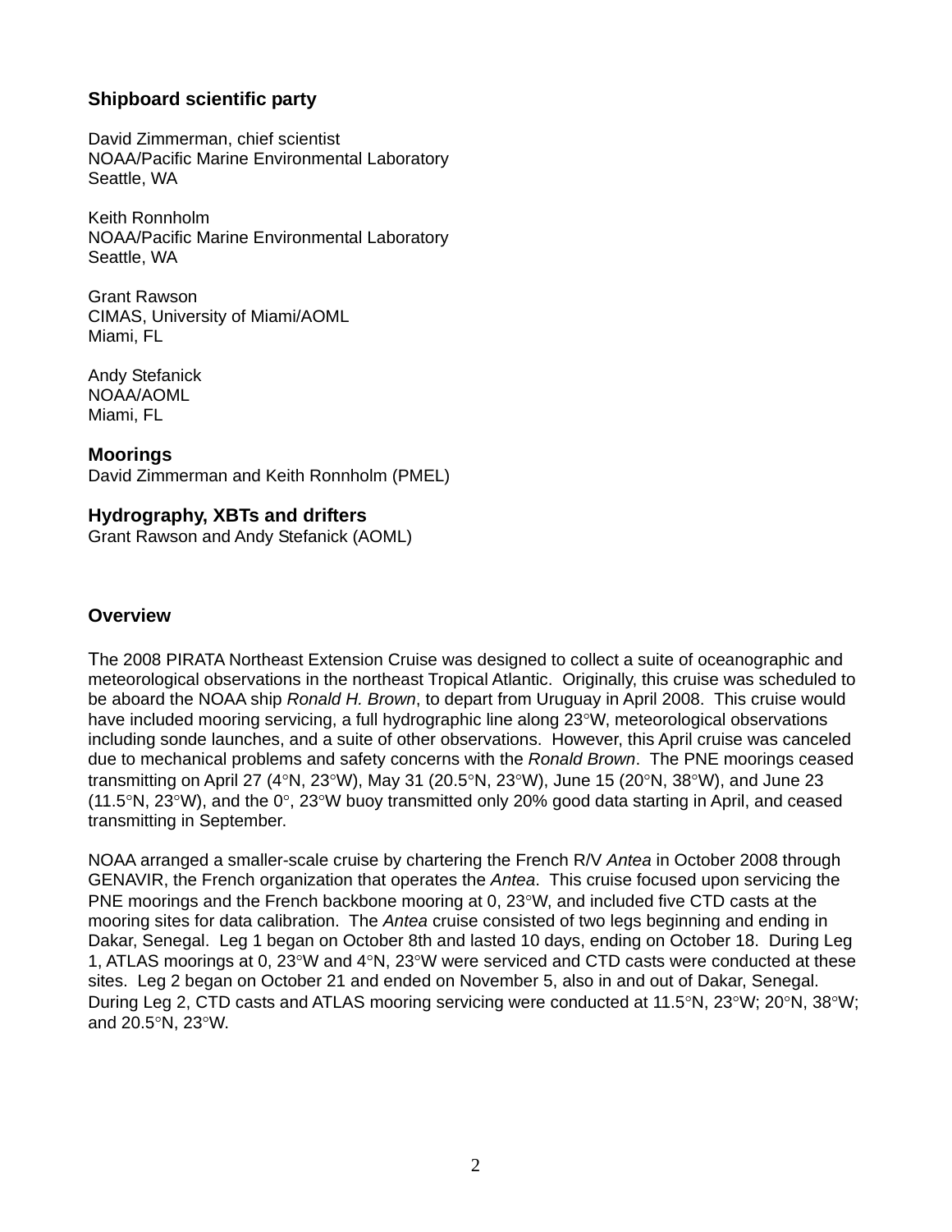### Shipboard scientific party

David Zimmerman, chief scientist
NOAA/Pacific Marine Environmental Laboratory
Seattle, WA

Keith Ronnholm
NOAA/Pacific Marine Environmental Laboratory
Seattle, WA

Grant Rawson
CIMAS, University of Miami/AOML
Miami, FL

Andy Stefanick
NOAA/AOML
Miami, FL

### Moorings

David Zimmerman and Keith Ronnholm (PMEL)

### Hydrography, XBTs and drifters

Grant Rawson and Andy Stefanick (AOML)

### Overview

The 2008 PIRATA Northeast Extension Cruise was designed to collect a suite of oceanographic and meteorological observations in the northeast Tropical Atlantic. Originally, this cruise was scheduled to be aboard the NOAA ship *Ronald H. Brown*, to depart from Uruguay in April 2008. This cruise would have included mooring servicing, a full hydrographic line along 23°W, meteorological observations including sonde launches, and a suite of other observations. However, this April cruise was canceled due to mechanical problems and safety concerns with the *Ronald Brown*. The PNE moorings ceased transmitting on April 27 (4°N, 23°W), May 31 (20.5°N, 23°W), June 15 (20°N, 38°W), and June 23 (11.5°N, 23°W), and the 0°, 23°W buoy transmitted only 20% good data starting in April, and ceased transmitting in September.

NOAA arranged a smaller-scale cruise by chartering the French R/V *Antea* in October 2008 through GENAVIR, the French organization that operates the *Antea*. This cruise focused upon servicing the PNE moorings and the French backbone mooring at 0, 23°W, and included five CTD casts at the mooring sites for data calibration. The *Antea* cruise consisted of two legs beginning and ending in Dakar, Senegal. Leg 1 began on October 8th and lasted 10 days, ending on October 18. During Leg 1, ATLAS moorings at 0, 23°W and 4°N, 23°W were serviced and CTD casts were conducted at these sites. Leg 2 began on October 21 and ended on November 5, also in and out of Dakar, Senegal. During Leg 2, CTD casts and ATLAS mooring servicing were conducted at 11.5°N, 23°W; 20°N, 38°W; and 20.5°N, 23°W.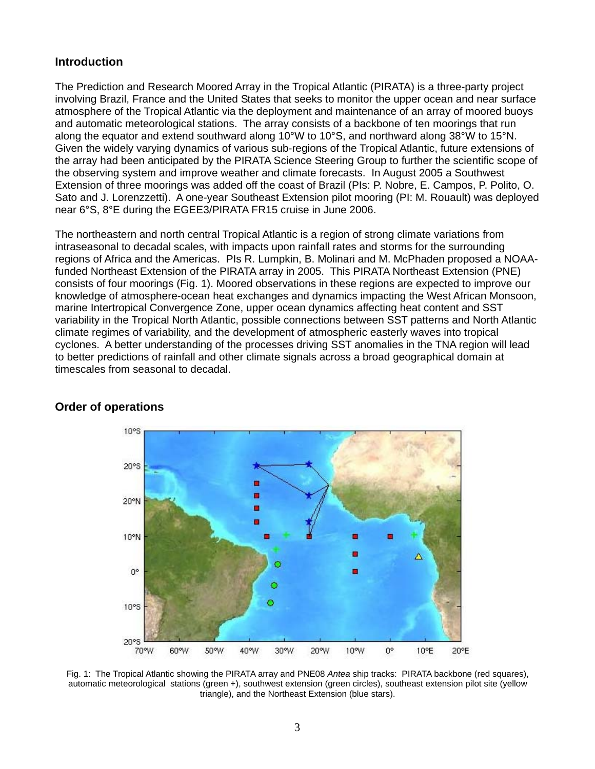## Introduction

The Prediction and Research Moored Array in the Tropical Atlantic (PIRATA) is a three-party project involving Brazil, France and the United States that seeks to monitor the upper ocean and near surface atmosphere of the Tropical Atlantic via the deployment and maintenance of an array of moored buoys and automatic meteorological stations. The array consists of a backbone of ten moorings that run along the equator and extend southward along 10°W to 10°S, and northward along 38°W to 15°N. Given the widely varying dynamics of various sub-regions of the Tropical Atlantic, future extensions of the array had been anticipated by the PIRATA Science Steering Group to further the scientific scope of the observing system and improve weather and climate forecasts. In August 2005 a Southwest Extension of three moorings was added off the coast of Brazil (PIs: P. Nobre, E. Campos, P. Polito, O. Sato and J. Lorenzzetti). A one-year Southeast Extension pilot mooring (PI: M. Rouault) was deployed near 6°S, 8°E during the EGEE3/PIRATA FR15 cruise in June 2006.

The northeastern and north central Tropical Atlantic is a region of strong climate variations from intraseasonal to decadal scales, with impacts upon rainfall rates and storms for the surrounding regions of Africa and the Americas. PIs R. Lumpkin, B. Molinari and M. McPhaden proposed a NOAA-funded Northeast Extension of the PIRATA array in 2005. This PIRATA Northeast Extension (PNE) consists of four moorings (Fig. 1). Moored observations in these regions are expected to improve our knowledge of atmosphere-ocean heat exchanges and dynamics impacting the West African Monsoon, marine Intertropical Convergence Zone, upper ocean dynamics affecting heat content and SST variability in the Tropical North Atlantic, possible connections between SST patterns and North Atlantic climate regimes of variability, and the development of atmospheric easterly waves into tropical cyclones. A better understanding of the processes driving SST anomalies in the TNA region will lead to better predictions of rainfall and other climate signals across a broad geographical domain at timescales from seasonal to decadal.

## Order of operations

Fig. 1: The Tropical Atlantic showing the PIRATA array and PNE08 *Antea* ship tracks: PIRATA backbone (red squares), automatic meteorological stations (green +), southwest extension (green circles), southeast extension pilot site (yellow triangle), and the Northeast Extension (blue stars).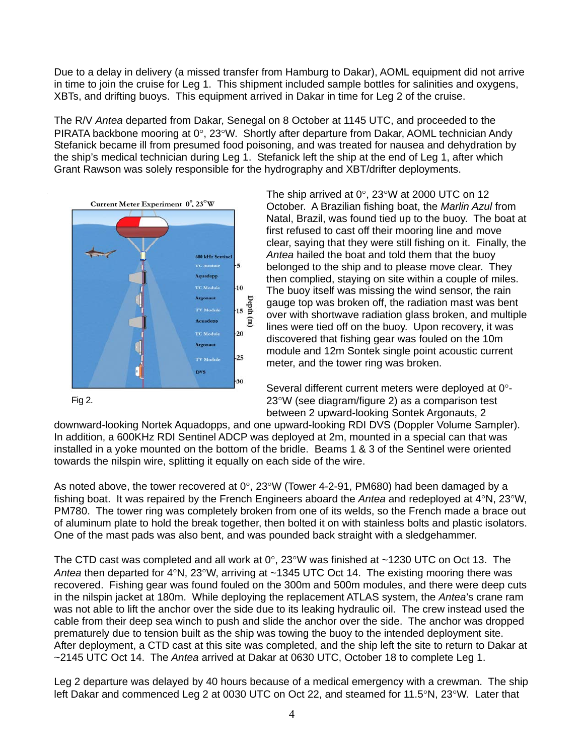Due to a delay in delivery (a missed transfer from Hamburg to Dakar), AOML equipment did not arrive in time to join the cruise for Leg 1. This shipment included sample bottles for salinities and oxygens, XBTs, and drifting buoys. This equipment arrived in Dakar in time for Leg 2 of the cruise.

The R/V *Antea* departed from Dakar, Senegal on 8 October at 1145 UTC, and proceeded to the PIRATA backbone mooring at 0°, 23°W. Shortly after departure from Dakar, AOML technician Andy Stefanick became ill from presumed food poisoning, and was treated for nausea and dehydration by the ship's medical technician during Leg 1. Stefanick left the ship at the end of Leg 1, after which Grant Rawson was solely responsible for the hydrography and XBT/drifter deployments.

The ship arrived at 0°, 23°W at 2000 UTC on 12 October. A Brazilian fishing boat, the *Marlin Azul* from Natal, Brazil, was found tied up to the buoy. The boat at first refused to cast off their mooring line and move clear, saying that they were still fishing on it. Finally, the *Antea* hailed the boat and told them that the buoy belonged to the ship and to please move clear. They then complied, staying on site within a couple of miles. The buoy itself was missing the wind sensor, the rain gauge top was broken off, the radiation mast was bent over with shortwave radiation glass broken, and multiple lines were tied off on the buoy. Upon recovery, it was discovered that fishing gear was fouled on the 10m module and 12m Sontek single point acoustic current meter, and the tower ring was broken.

Current Meter Experiment 0°, 23°W

Fig 2.

Several different current meters were deployed at 0°-23°W (see diagram/figure 2) as a comparison test between 2 upward-looking Sontek Argonauts, 2 downward-looking Nortek Aquadopps, and one upward-looking RDI DVS (Doppler Volume Sampler). In addition, a 600KHz RDI Sentinel ADCP was deployed at 2m, mounted in a special can that was installed in a yoke mounted on the bottom of the bridle. Beams 1 & 3 of the Sentinel were oriented towards the nilspin wire, splitting it equally on each side of the wire.

As noted above, the tower recovered at 0°, 23°W (Tower 4-2-91, PM680) had been damaged by a fishing boat. It was repaired by the French Engineers aboard the *Antea* and redeployed at 4°N, 23°W, PM780. The tower ring was completely broken from one of its welds, so the French made a brace out of aluminum plate to hold the break together, then bolted it on with stainless bolts and plastic isolators. One of the mast pads was also bent, and was pounded back straight with a sledgehammer.

The CTD cast was completed and all work at 0°, 23°W was finished at ~1230 UTC on Oct 13. The *Antea* then departed for 4°N, 23°W, arriving at ~1345 UTC Oct 14. The existing mooring there was recovered. Fishing gear was found fouled on the 300m and 500m modules, and there were deep cuts in the nilspin jacket at 180m. While deploying the replacement ATLAS system, the *Antea*'s crane ram was not able to lift the anchor over the side due to its leaking hydraulic oil. The crew instead used the cable from their deep sea winch to push and slide the anchor over the side. The anchor was dropped prematurely due to tension built as the ship was towing the buoy to the intended deployment site. After deployment, a CTD cast at this site was completed, and the ship left the site to return to Dakar at ~2145 UTC Oct 14. The *Antea* arrived at Dakar at 0630 UTC, October 18 to complete Leg 1.

Leg 2 departure was delayed by 40 hours because of a medical emergency with a crewman. The ship left Dakar and commenced Leg 2 at 0030 UTC on Oct 22, and steamed for 11.5°N, 23°W. Later that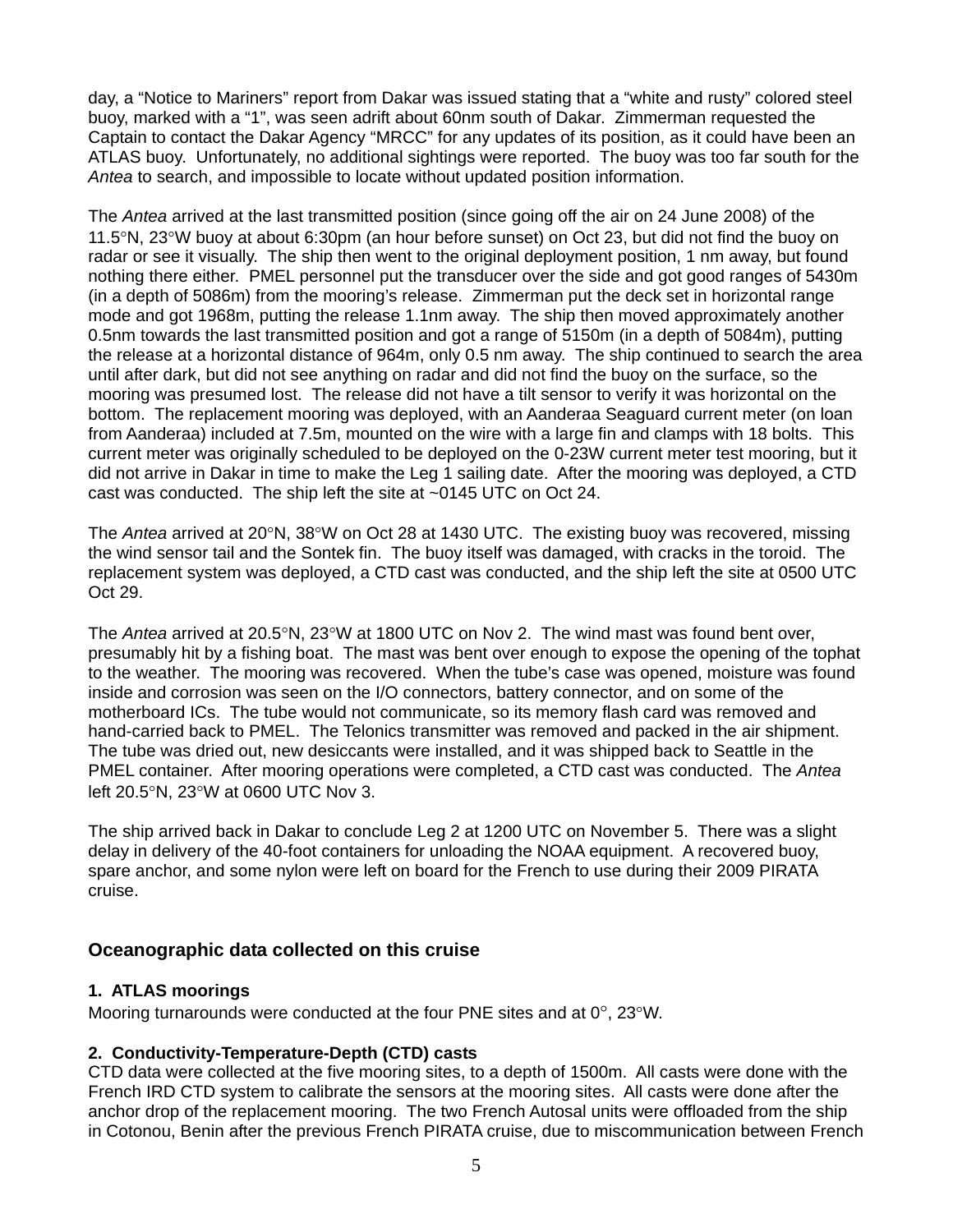day, a "Notice to Mariners" report from Dakar was issued stating that a "white and rusty" colored steel buoy, marked with a "1", was seen adrift about 60nm south of Dakar. Zimmerman requested the Captain to contact the Dakar Agency "MRCC" for any updates of its position, as it could have been an ATLAS buoy. Unfortunately, no additional sightings were reported. The buoy was too far south for the *Antea* to search, and impossible to locate without updated position information.

The *Antea* arrived at the last transmitted position (since going off the air on 24 June 2008) of the 11.5°N, 23°W buoy at about 6:30pm (an hour before sunset) on Oct 23, but did not find the buoy on radar or see it visually. The ship then went to the original deployment position, 1 nm away, but found nothing there either. PMEL personnel put the transducer over the side and got good ranges of 5430m (in a depth of 5086m) from the mooring's release. Zimmerman put the deck set in horizontal range mode and got 1968m, putting the release 1.1nm away. The ship then moved approximately another 0.5nm towards the last transmitted position and got a range of 5150m (in a depth of 5084m), putting the release at a horizontal distance of 964m, only 0.5 nm away. The ship continued to search the area until after dark, but did not see anything on radar and did not find the buoy on the surface, so the mooring was presumed lost. The release did not have a tilt sensor to verify it was horizontal on the bottom. The replacement mooring was deployed, with an Aanderaa Seaguard current meter (on loan from Aanderaa) included at 7.5m, mounted on the wire with a large fin and clamps with 18 bolts. This current meter was originally scheduled to be deployed on the 0-23W current meter test mooring, but it did not arrive in Dakar in time to make the Leg 1 sailing date. After the mooring was deployed, a CTD cast was conducted. The ship left the site at ~0145 UTC on Oct 24.

The *Antea* arrived at 20°N, 38°W on Oct 28 at 1430 UTC. The existing buoy was recovered, missing the wind sensor tail and the Sontek fin. The buoy itself was damaged, with cracks in the toroid. The replacement system was deployed, a CTD cast was conducted, and the ship left the site at 0500 UTC Oct 29.

The *Antea* arrived at 20.5°N, 23°W at 1800 UTC on Nov 2. The wind mast was found bent over, presumably hit by a fishing boat. The mast was bent over enough to expose the opening of the tophat to the weather. The mooring was recovered. When the tube's case was opened, moisture was found inside and corrosion was seen on the I/O connectors, battery connector, and on some of the motherboard ICs. The tube would not communicate, so its memory flash card was removed and hand-carried back to PMEL. The Telonics transmitter was removed and packed in the air shipment. The tube was dried out, new desiccants were installed, and it was shipped back to Seattle in the PMEL container. After mooring operations were completed, a CTD cast was conducted. The *Antea* left 20.5°N, 23°W at 0600 UTC Nov 3.

The ship arrived back in Dakar to conclude Leg 2 at 1200 UTC on November 5. There was a slight delay in delivery of the 40-foot containers for unloading the NOAA equipment. A recovered buoy, spare anchor, and some nylon were left on board for the French to use during their 2009 PIRATA cruise.

## Oceanographic data collected on this cruise

**1. ATLAS moorings**

Mooring turnarounds were conducted at the four PNE sites and at 0°, 23°W.

**2. Conductivity-Temperature-Depth (CTD) casts**

CTD data were collected at the five mooring sites, to a depth of 1500m. All casts were done with the French IRD CTD system to calibrate the sensors at the mooring sites. All casts were done after the anchor drop of the replacement mooring. The two French Autosal units were offloaded from the ship in Cotonou, Benin after the previous French PIRATA cruise, due to miscommunication between French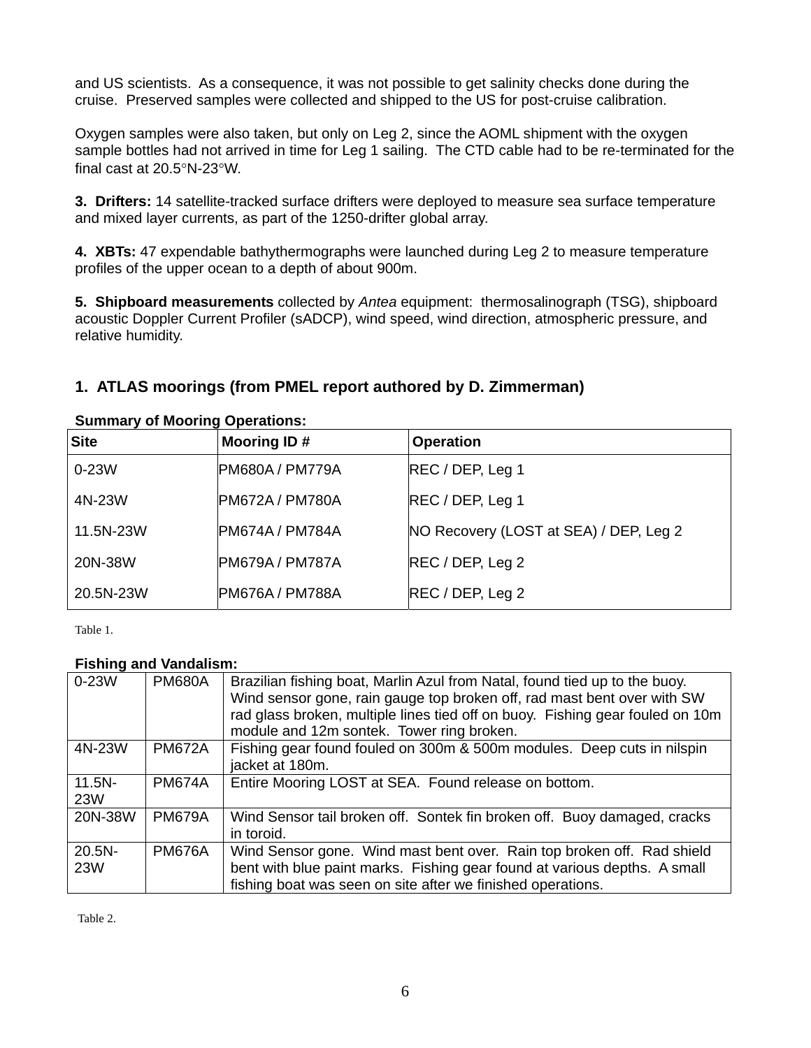and US scientists. As a consequence, it was not possible to get salinity checks done during the cruise. Preserved samples were collected and shipped to the US for post-cruise calibration.

Oxygen samples were also taken, but only on Leg 2, since the AOML shipment with the oxygen sample bottles had not arrived in time for Leg 1 sailing. The CTD cable had to be re-terminated for the final cast at 20.5°N-23°W.

**3. Drifters:** 14 satellite-tracked surface drifters were deployed to measure sea surface temperature and mixed layer currents, as part of the 1250-drifter global array.

**4. XBTs:** 47 expendable bathythermographs were launched during Leg 2 to measure temperature profiles of the upper ocean to a depth of about 900m.

**5. Shipboard measurements** collected by *Antea* equipment: thermosalinograph (TSG), shipboard acoustic Doppler Current Profiler (sADCP), wind speed, wind direction, atmospheric pressure, and relative humidity.

## 1. ATLAS moorings (from PMEL report authored by D. Zimmerman)

**Summary of Mooring Operations:**

| Site | Mooring ID # | Operation |
|---|---|---|
| 0-23W | PM680A / PM779A | REC / DEP, Leg 1 |
| 4N-23W | PM672A / PM780A | REC / DEP, Leg 1 |
| 11.5N-23W | PM674A / PM784A | NO Recovery (LOST at SEA) / DEP, Leg 2 |
| 20N-38W | PM679A / PM787A | REC / DEP, Leg 2 |
| 20.5N-23W | PM676A / PM788A | REC / DEP, Leg 2 |

Table 1.

**Fishing and Vandalism:**

| | | |
|---|---|---|
| 0-23W | PM680A | Brazilian fishing boat, Marlin Azul from Natal, found tied up to the buoy. Wind sensor gone, rain gauge top broken off, rad mast bent over with SW rad glass broken, multiple lines tied off on buoy. Fishing gear fouled on 10m module and 12m sontek. Tower ring broken. |
| 4N-23W | PM672A | Fishing gear found fouled on 300m & 500m modules. Deep cuts in nilspin jacket at 180m. |
| 11.5N-23W | PM674A | Entire Mooring LOST at SEA. Found release on bottom. |
| 20N-38W | PM679A | Wind Sensor tail broken off. Sontek fin broken off. Buoy damaged, cracks in toroid. |
| 20.5N-23W | PM676A | Wind Sensor gone. Wind mast bent over. Rain top broken off. Rad shield bent with blue paint marks. Fishing gear found at various depths. A small fishing boat was seen on site after we finished operations. |

Table 2.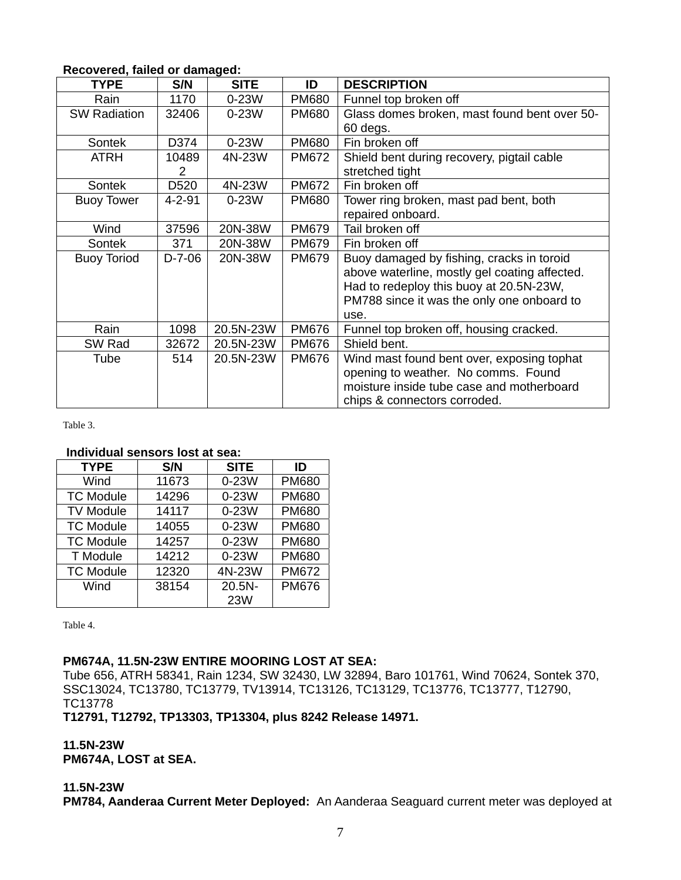**Recovered, failed or damaged:**

| TYPE | S/N | SITE | ID | DESCRIPTION |
|---|---|---|---|---|
| Rain | 1170 | 0-23W | PM680 | Funnel top broken off |
| SW Radiation | 32406 | 0-23W | PM680 | Glass domes broken, mast found bent over 50-60 degs. |
| Sontek | D374 | 0-23W | PM680 | Fin broken off |
| ATRH | 104892 | 4N-23W | PM672 | Shield bent during recovery, pigtail cable stretched tight |
| Sontek | D520 | 4N-23W | PM672 | Fin broken off |
| Buoy Tower | 4-2-91 | 0-23W | PM680 | Tower ring broken, mast pad bent, both repaired onboard. |
| Wind | 37596 | 20N-38W | PM679 | Tail broken off |
| Sontek | 371 | 20N-38W | PM679 | Fin broken off |
| Buoy Toriod | D-7-06 | 20N-38W | PM679 | Buoy damaged by fishing, cracks in toroid above waterline, mostly gel coating affected. Had to redeploy this buoy at 20.5N-23W, PM788 since it was the only one onboard to use. |
| Rain | 1098 | 20.5N-23W | PM676 | Funnel top broken off, housing cracked. |
| SW Rad | 32672 | 20.5N-23W | PM676 | Shield bent. |
| Tube | 514 | 20.5N-23W | PM676 | Wind mast found bent over, exposing tophat opening to weather. No comms. Found moisture inside tube case and motherboard chips & connectors corroded. |

Table 3.

**Individual sensors lost at sea:**

| TYPE | S/N | SITE | ID |
|---|---|---|---|
| Wind | 11673 | 0-23W | PM680 |
| TC Module | 14296 | 0-23W | PM680 |
| TV Module | 14117 | 0-23W | PM680 |
| TC Module | 14055 | 0-23W | PM680 |
| TC Module | 14257 | 0-23W | PM680 |
| T Module | 14212 | 0-23W | PM680 |
| TC Module | 12320 | 4N-23W | PM672 |
| Wind | 38154 | 20.5N-23W | PM676 |

Table 4.

**PM674A, 11.5N-23W ENTIRE MOORING LOST AT SEA:**
Tube 656, ATRH 58341, Rain 1234, SW 32430, LW 32894, Baro 101761, Wind 70624, Sontek 370, SSC13024, TC13780, TC13779, TV13914, TC13126, TC13129, TC13776, TC13777, T12790, TC13778
**T12791, T12792, TP13303, TP13304, plus 8242 Release 14971.**

**11.5N-23W**
**PM674A, LOST at SEA.**

**11.5N-23W**
**PM784, Aanderaa Current Meter Deployed:** An Aanderaa Seaguard current meter was deployed at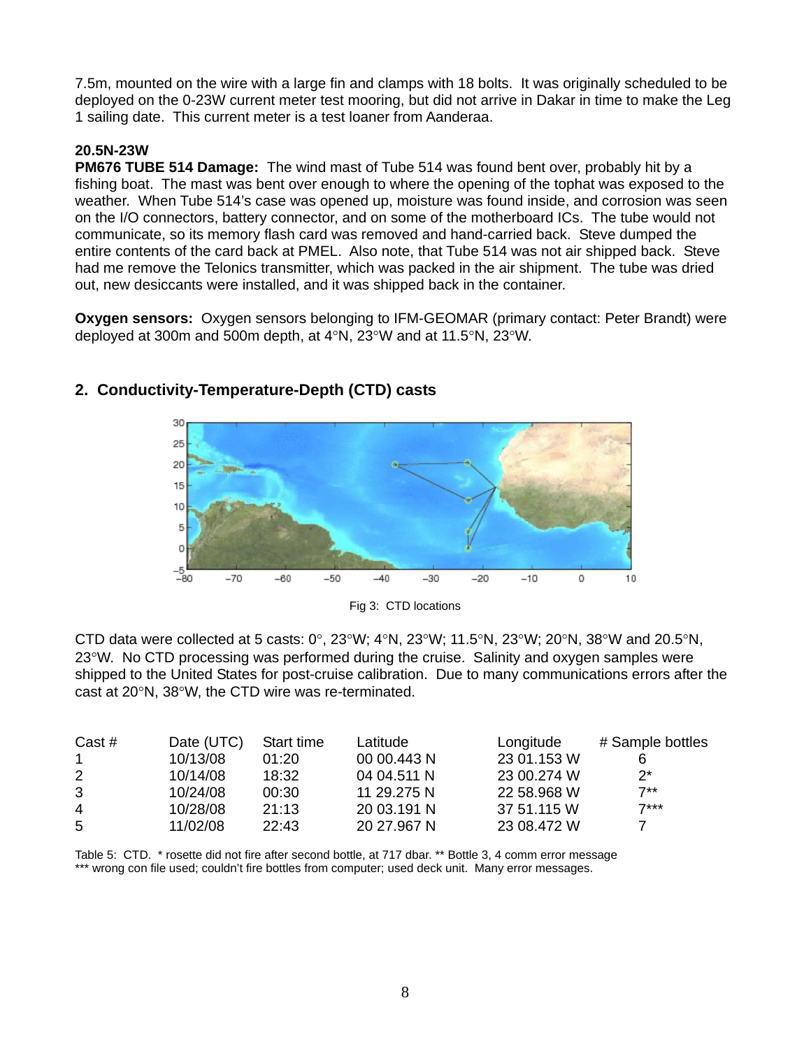7.5m, mounted on the wire with a large fin and clamps with 18 bolts. It was originally scheduled to be deployed on the 0-23W current meter test mooring, but did not arrive in Dakar in time to make the Leg 1 sailing date. This current meter is a test loaner from Aanderaa.

**20.5N-23W**

**PM676 TUBE 514 Damage:** The wind mast of Tube 514 was found bent over, probably hit by a fishing boat. The mast was bent over enough to where the opening of the tophat was exposed to the weather. When Tube 514's case was opened up, moisture was found inside, and corrosion was seen on the I/O connectors, battery connector, and on some of the motherboard ICs. The tube would not communicate, so its memory flash card was removed and hand-carried back. Steve dumped the entire contents of the card back at PMEL. Also note, that Tube 514 was not air shipped back. Steve had me remove the Telonics transmitter, which was packed in the air shipment. The tube was dried out, new desiccants were installed, and it was shipped back in the container.

**Oxygen sensors:** Oxygen sensors belonging to IFM-GEOMAR (primary contact: Peter Brandt) were deployed at 300m and 500m depth, at 4°N, 23°W and at 11.5°N, 23°W.

## 2. Conductivity-Temperature-Depth (CTD) casts

Fig 3: CTD locations

CTD data were collected at 5 casts: 0°, 23°W; 4°N, 23°W; 11.5°N, 23°W; 20°N, 38°W and 20.5°N, 23°W. No CTD processing was performed during the cruise. Salinity and oxygen samples were shipped to the United States for post-cruise calibration. Due to many communications errors after the cast at 20°N, 38°W, the CTD wire was re-terminated.

| Cast # | Date (UTC) | Start time | Latitude | Longitude | # Sample bottles |
|---|---|---|---|---|---|
| 1 | 10/13/08 | 01:20 | 00 00.443 N | 23 01.153 W | 6 |
| 2 | 10/14/08 | 18:32 | 04 04.511 N | 23 00.274 W | 2* |
| 3 | 10/24/08 | 00:30 | 11 29.275 N | 22 58.968 W | 7** |
| 4 | 10/28/08 | 21:13 | 20 03.191 N | 37 51.115 W | 7*** |
| 5 | 11/02/08 | 22:43 | 20 27.967 N | 23 08.472 W | 7 |

Table 5: CTD. * rosette did not fire after second bottle, at 717 dbar. ** Bottle 3, 4 comm error message
*** wrong con file used; couldn't fire bottles from computer; used deck unit. Many error messages.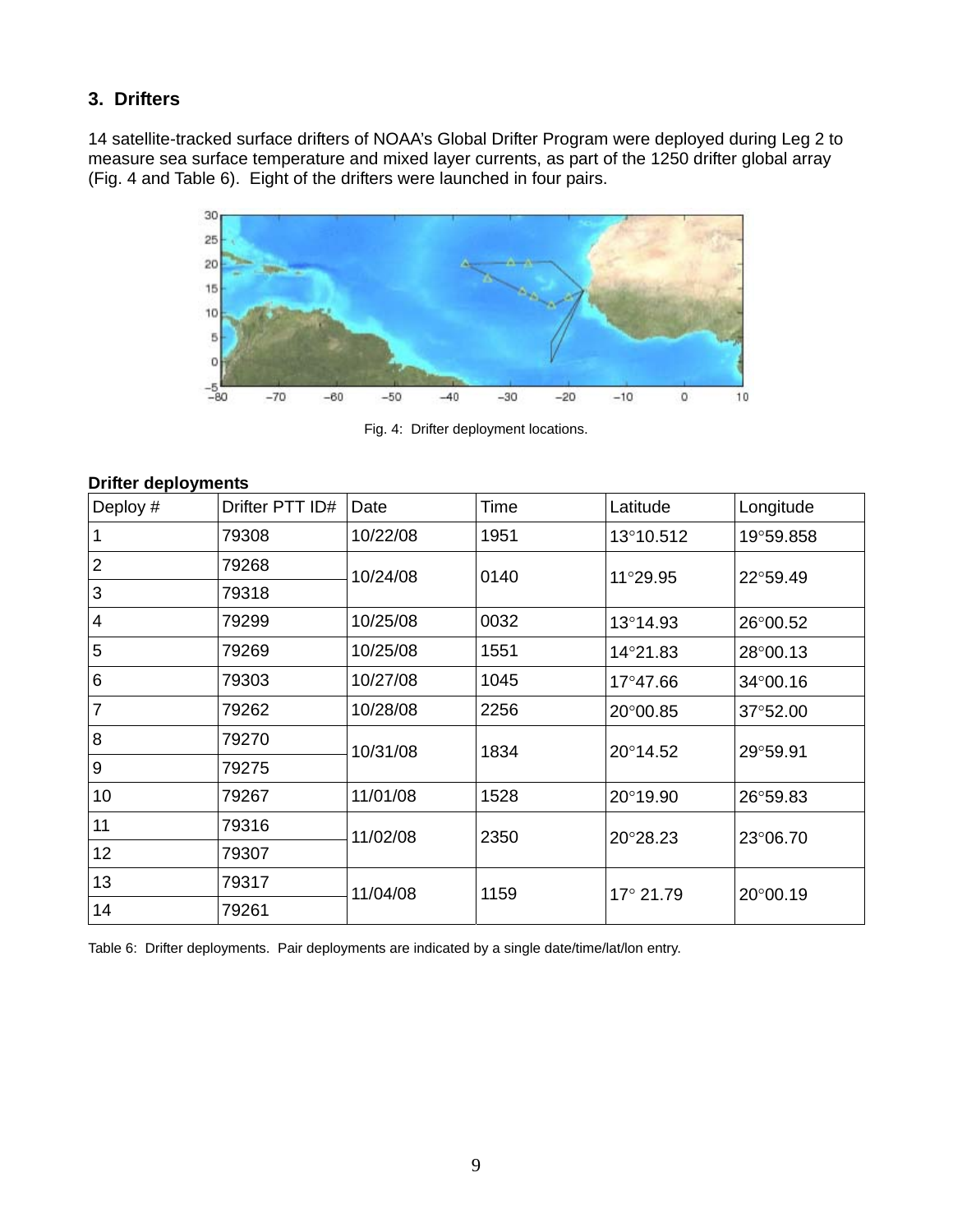### 3. Drifters

14 satellite-tracked surface drifters of NOAA's Global Drifter Program were deployed during Leg 2 to measure sea surface temperature and mixed layer currents, as part of the 1250 drifter global array (Fig. 4 and Table 6). Eight of the drifters were launched in four pairs.

Fig. 4: Drifter deployment locations.

**Drifter deployments**

| Deploy # | Drifter PTT ID# | Date | Time | Latitude | Longitude |
|---|---|---|---|---|---|
| 1 | 79308 | 10/22/08 | 1951 | 13°10.512 | 19°59.858 |
| 2 | 79268 | 10/24/08 | 0140 | 11°29.95 | 22°59.49 |
| 3 | 79318 | | | | |
| 4 | 79299 | 10/25/08 | 0032 | 13°14.93 | 26°00.52 |
| 5 | 79269 | 10/25/08 | 1551 | 14°21.83 | 28°00.13 |
| 6 | 79303 | 10/27/08 | 1045 | 17°47.66 | 34°00.16 |
| 7 | 79262 | 10/28/08 | 2256 | 20°00.85 | 37°52.00 |
| 8 | 79270 | 10/31/08 | 1834 | 20°14.52 | 29°59.91 |
| 9 | 79275 | | | | |
| 10 | 79267 | 11/01/08 | 1528 | 20°19.90 | 26°59.83 |
| 11 | 79316 | 11/02/08 | 2350 | 20°28.23 | 23°06.70 |
| 12 | 79307 | | | | |
| 13 | 79317 | 11/04/08 | 1159 | 17° 21.79 | 20°00.19 |
| 14 | 79261 | | | | |

Table 6: Drifter deployments. Pair deployments are indicated by a single date/time/lat/lon entry.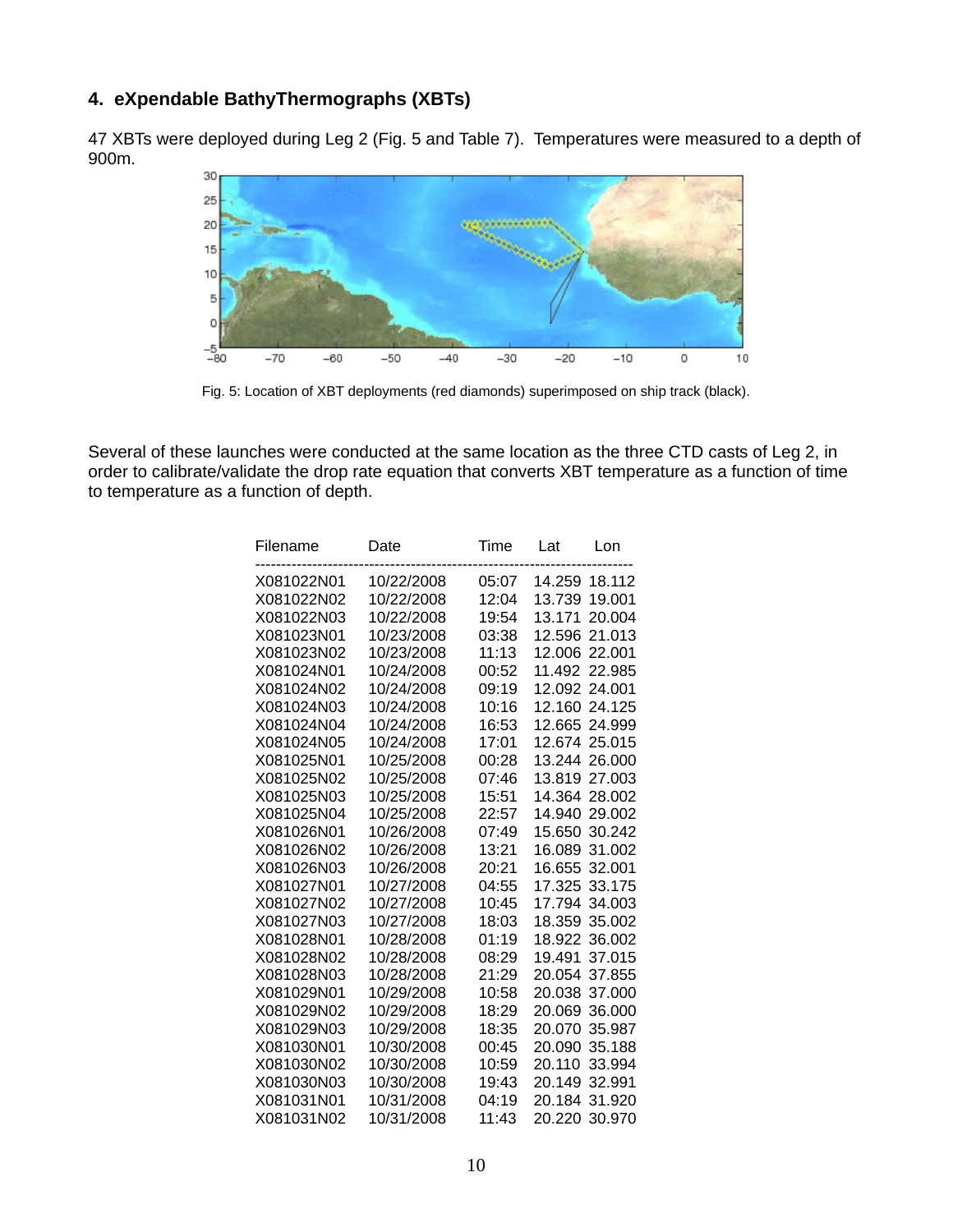## 4. eXpendable BathyThermographs (XBTs)

47 XBTs were deployed during Leg 2 (Fig. 5 and Table 7). Temperatures were measured to a depth of 900m.

Fig. 5: Location of XBT deployments (red diamonds) superimposed on ship track (black).

Several of these launches were conducted at the same location as the three CTD casts of Leg 2, in order to calibrate/validate the drop rate equation that converts XBT temperature as a function of time to temperature as a function of depth.

| Filename | Date | Time | Lat | Lon |
|---|---|---|---|---|
| X081022N01 | 10/22/2008 | 05:07 | 14.259 | 18.112 |
| X081022N02 | 10/22/2008 | 12:04 | 13.739 | 19.001 |
| X081022N03 | 10/22/2008 | 19:54 | 13.171 | 20.004 |
| X081023N01 | 10/23/2008 | 03:38 | 12.596 | 21.013 |
| X081023N02 | 10/23/2008 | 11:13 | 12.006 | 22.001 |
| X081024N01 | 10/24/2008 | 00:52 | 11.492 | 22.985 |
| X081024N02 | 10/24/2008 | 09:19 | 12.092 | 24.001 |
| X081024N03 | 10/24/2008 | 10:16 | 12.160 | 24.125 |
| X081024N04 | 10/24/2008 | 16:53 | 12.665 | 24.999 |
| X081024N05 | 10/24/2008 | 17:01 | 12.674 | 25.015 |
| X081025N01 | 10/25/2008 | 00:28 | 13.244 | 26.000 |
| X081025N02 | 10/25/2008 | 07:46 | 13.819 | 27.003 |
| X081025N03 | 10/25/2008 | 15:51 | 14.364 | 28.002 |
| X081025N04 | 10/25/2008 | 22:57 | 14.940 | 29.002 |
| X081026N01 | 10/26/2008 | 07:49 | 15.650 | 30.242 |
| X081026N02 | 10/26/2008 | 13:21 | 16.089 | 31.002 |
| X081026N03 | 10/26/2008 | 20:21 | 16.655 | 32.001 |
| X081027N01 | 10/27/2008 | 04:55 | 17.325 | 33.175 |
| X081027N02 | 10/27/2008 | 10:45 | 17.794 | 34.003 |
| X081027N03 | 10/27/2008 | 18:03 | 18.359 | 35.002 |
| X081028N01 | 10/28/2008 | 01:19 | 18.922 | 36.002 |
| X081028N02 | 10/28/2008 | 08:29 | 19.491 | 37.015 |
| X081028N03 | 10/28/2008 | 21:29 | 20.054 | 37.855 |
| X081029N01 | 10/29/2008 | 10:58 | 20.038 | 37.000 |
| X081029N02 | 10/29/2008 | 18:29 | 20.069 | 36.000 |
| X081029N03 | 10/29/2008 | 18:35 | 20.070 | 35.987 |
| X081030N01 | 10/30/2008 | 00:45 | 20.090 | 35.188 |
| X081030N02 | 10/30/2008 | 10:59 | 20.110 | 33.994 |
| X081030N03 | 10/30/2008 | 19:43 | 20.149 | 32.991 |
| X081031N01 | 10/31/2008 | 04:19 | 20.184 | 31.920 |
| X081031N02 | 10/31/2008 | 11:43 | 20.220 | 30.970 |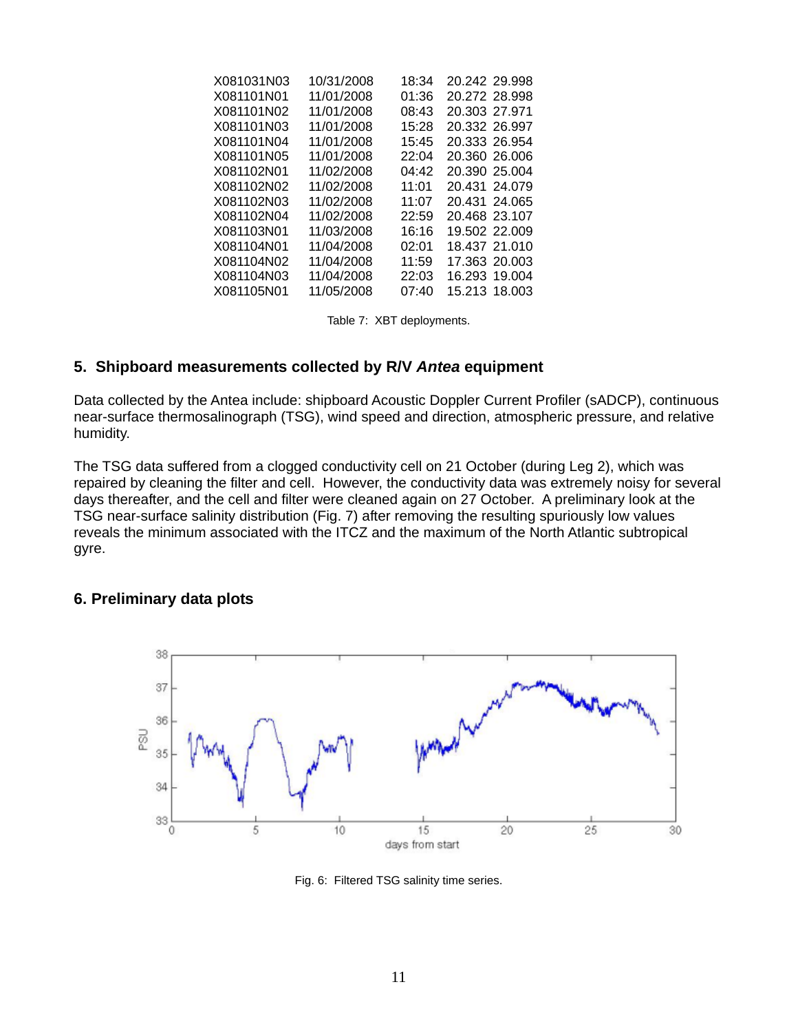| | | | | |
|---|---|---|---|---|
| X081031N03 | 10/31/2008 | 18:34 | 20.242 | 29.998 |
| X081101N01 | 11/01/2008 | 01:36 | 20.272 | 28.998 |
| X081101N02 | 11/01/2008 | 08:43 | 20.303 | 27.971 |
| X081101N03 | 11/01/2008 | 15:28 | 20.332 | 26.997 |
| X081101N04 | 11/01/2008 | 15:45 | 20.333 | 26.954 |
| X081101N05 | 11/01/2008 | 22:04 | 20.360 | 26.006 |
| X081102N01 | 11/02/2008 | 04:42 | 20.390 | 25.004 |
| X081102N02 | 11/02/2008 | 11:01 | 20.431 | 24.079 |
| X081102N03 | 11/02/2008 | 11:07 | 20.431 | 24.065 |
| X081102N04 | 11/02/2008 | 22:59 | 20.468 | 23.107 |
| X081103N01 | 11/03/2008 | 16:16 | 19.502 | 22.009 |
| X081104N01 | 11/04/2008 | 02:01 | 18.437 | 21.010 |
| X081104N02 | 11/04/2008 | 11:59 | 17.363 | 20.003 |
| X081104N03 | 11/04/2008 | 22:03 | 16.293 | 19.004 |
| X081105N01 | 11/05/2008 | 07:40 | 15.213 | 18.003 |

Table 7: XBT deployments.

## 5. Shipboard measurements collected by R/V *Antea* equipment

Data collected by the Antea include: shipboard Acoustic Doppler Current Profiler (sADCP), continuous near-surface thermosalinograph (TSG), wind speed and direction, atmospheric pressure, and relative humidity.

The TSG data suffered from a clogged conductivity cell on 21 October (during Leg 2), which was repaired by cleaning the filter and cell. However, the conductivity data was extremely noisy for several days thereafter, and the cell and filter were cleaned again on 27 October. A preliminary look at the TSG near-surface salinity distribution (Fig. 7) after removing the resulting spuriously low values reveals the minimum associated with the ITCZ and the maximum of the North Atlantic subtropical gyre.

## 6. Preliminary data plots

Fig. 6: Filtered TSG salinity time series.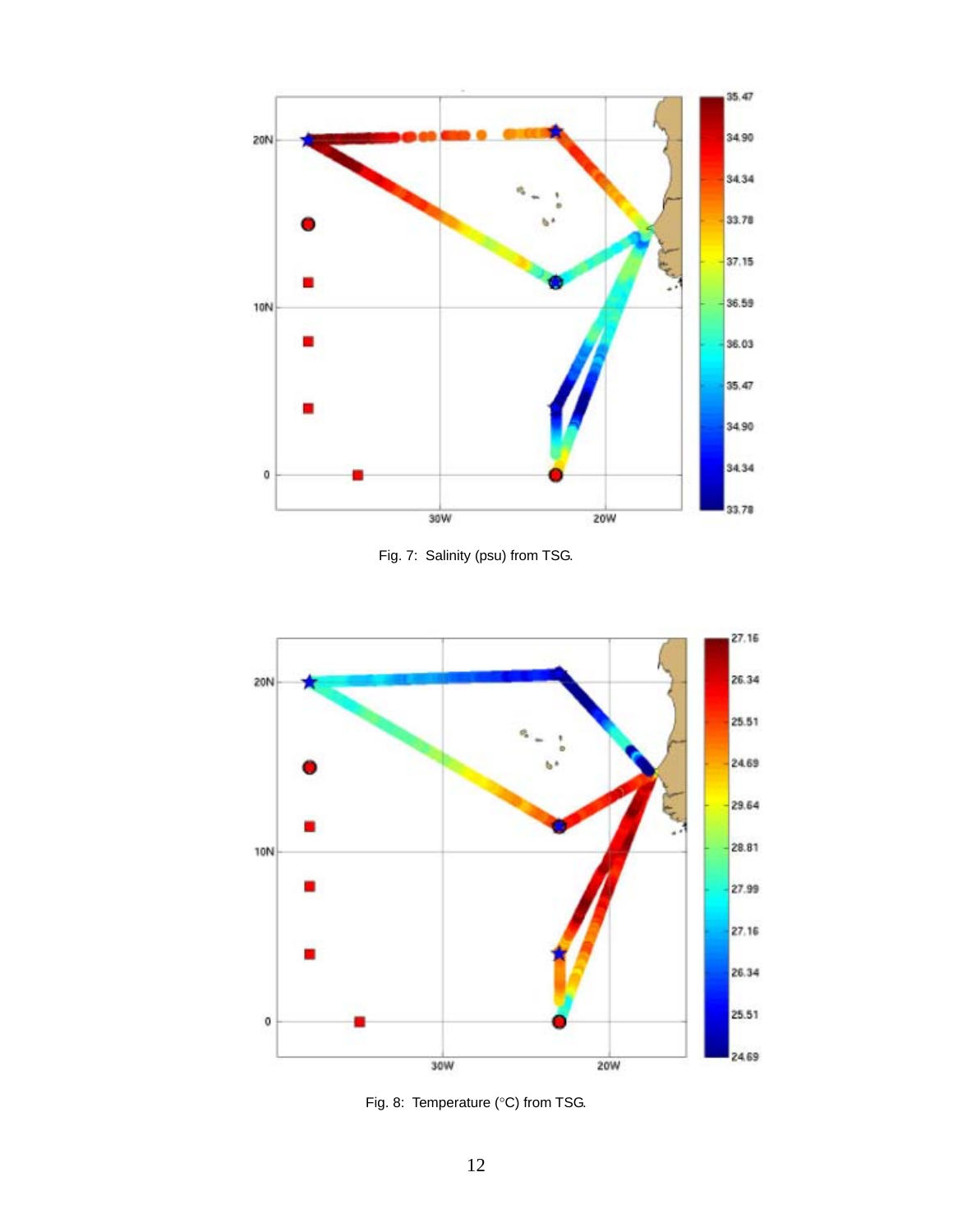20N
10N
0
30W
20W
35.47
34.90
34.34
33.78
37.15
36.59
36.03
35.47
34.90
34.34
33.78

Fig. 7: Salinity (psu) from TSG.

20N
10N
0
30W
20W
27.16
26.34
25.51
24.69
29.64
28.81
27.99
27.16
26.34
25.51
24.69

Fig. 8: Temperature (°C) from TSG.